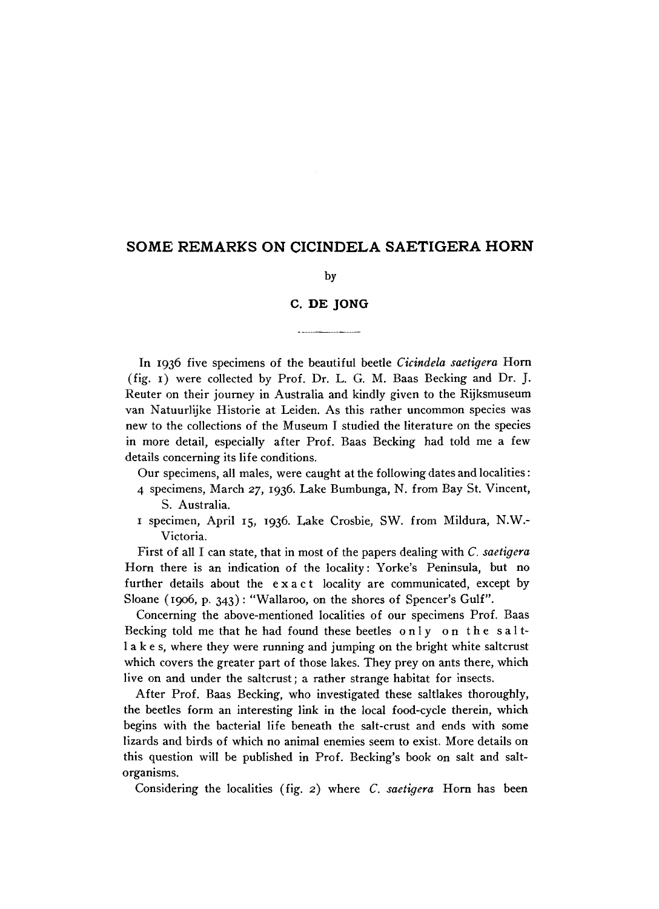# SOME REMARKS ON CICINDELA SAETIGERA HORN

by

C. DE JONG

In 1936 five specimens of the beautiful beetle *Cicindela saetigera* Horn (fig. 1) were collected by Prof. Dr. L. G. M. Baas Becking and Dr. J. Reuter on their journey in Australia and kindly given to the Rijksmuseum van Natuurlijke Historie at Leiden. As this rather uncommon species was new to the collections of the Museum I studied the literature on the species in more detail, especially after Prof. Baas Becking had told me a few details concerning its life conditions.

Our specimens, all males, were caught at the following dates and localities:

4 specimens, March 27, 1936. Lake Bumbunga, N. from Bay St. Vincent, S. Australia.

1 specimen, April 15, 1936. Lake Crosbie, SW. from Mildura, N.W.-Victoria.

First of all I can state, that in most of the papers dealing with *C. saetigera* Horn there is an indication of the locality: Yorke's Peninsula, but no further details about the exact locality are communicated, except by Sloane (1906, p. 343): "Wallaroo, on the shores of Spencer's Gulf".

Concerning the above-mentioned localities of our specimens Prof. Baas Becking told me that he had found these beetles only on the salt-lakes, where they were running and jumping on the bright white saltcrust which covers the greater part of those lakes. They prey on ants there, which live on and under the saltcrust; a rather strange habitat for insects.

After Prof. Baas Becking, who investigated these saltlakes thoroughly, the beetles form an interesting link in the local food-cycle therein, which begins with the bacterial life beneath the salt-crust and ends with some lizards and birds of which no animal enemies seem to exist. More details on this question will be published in Prof. Becking's book on salt and salt-organisms.

Considering the localities (fig. 2) where *C. saetigera* Horn has been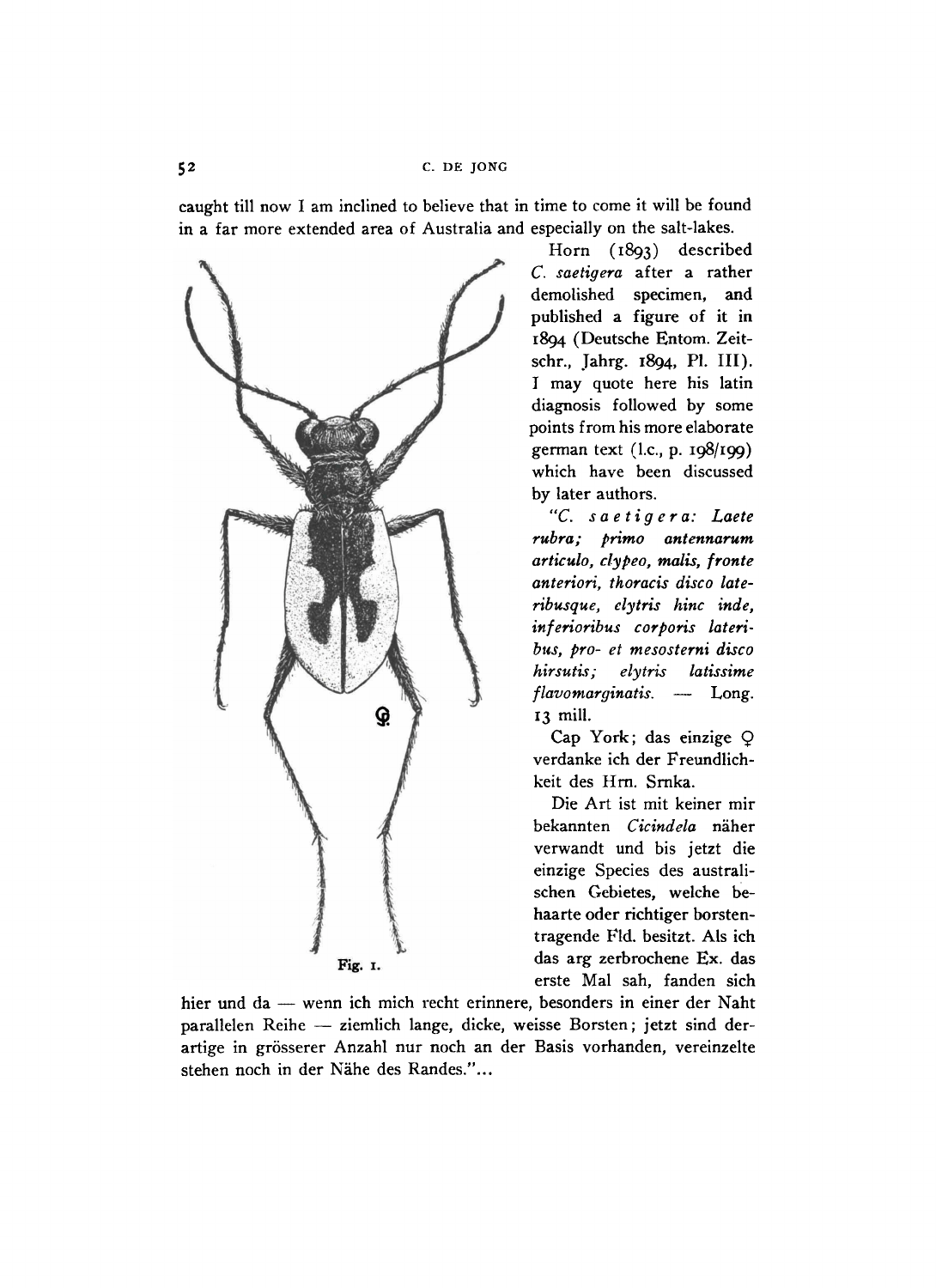caught till now I am inclined to believe that in time to come it will be found in a far more extended area of Australia and especially on the salt-lakes.

Fig. 1.

Horn (1893) described *C. saetigera* after a rather demolished specimen, and published a figure of it in 1894 (Deutsche Entom. Zeitschr., Jahrg. 1894, Pl. III). I may quote here his latin diagnosis followed by some points from his more elaborate german text (l.c., p. 198/199) which have been discussed by later authors.

"*C. saetigera: Laete rubra; primo antennarum articulo, clypeo, malis, fronte anteriori, thoracis disco lateribusque, elytris hinc inde, inferioribus corporis lateribus, pro- et mesosterni disco hirsutis; elytris latissime flavomarginatis.* — Long. 13 mill.

Cap York; das einzige ♀ verdanke ich der Freundlichkeit des Hrn. Srnka.

Die Art ist mit keiner mir bekannten *Cicindela* näher verwandt und bis jetzt die einzige Species des australischen Gebietes, welche behaarte oder richtiger borstentragende Fld. besitzt. Als ich das arg zerbrochene Ex. das erste Mal sah, fanden sich hier und da — wenn ich mich recht erinnere, besonders in einer der Naht parallelen Reihe — ziemlich lange, dicke, weisse Borsten; jetzt sind derartige in grösserer Anzahl nur noch an der Basis vorhanden, vereinzelte stehen noch in der Nähe des Randes."...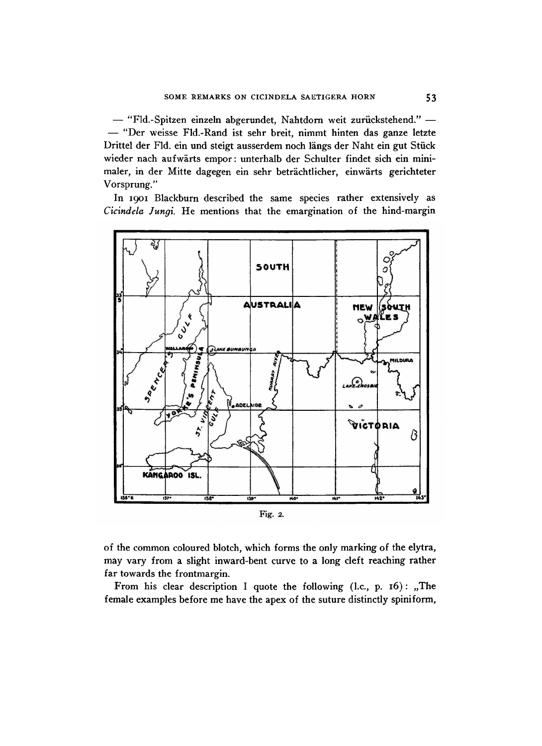— "Fld.-Spitzen einzeln abgerundet, Nahtdorn weit zurückstehend." —
— "Der weisse Fld.-Rand ist sehr breit, nimmt hinten das ganze letzte Drittel der Fld. ein und steigt ausserdem noch längs der Naht ein gut Stück wieder nach aufwärts empor: unterhalb der Schulter findet sich ein minimaler, in der Mitte dagegen ein sehr beträchtlicher, einwärts gerichteter Vorsprung."

In 1901 Blackburn described the same species rather extensively as *Cicindela Jungi.* He mentions that the emargination of the hind-margin

Fig. 2.

of the common coloured blotch, which forms the only marking of the elytra, may vary from a slight inward-bent curve to a long cleft reaching rather far towards the frontmargin.

From his clear description I quote the following (l.c., p. 16): „The female examples before me have the apex of the suture distinctly spiniform,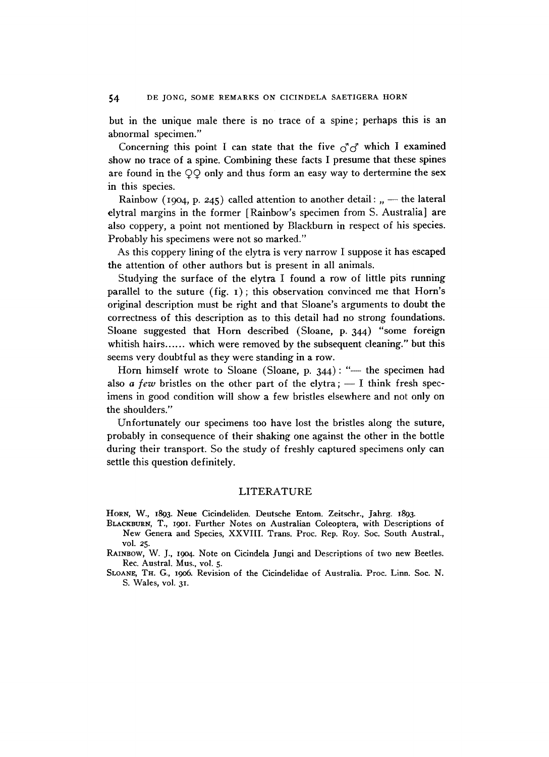but in the unique male there is no trace of a spine; perhaps this is an abnormal specimen."

Concerning this point I can state that the five ♂♂ which I examined show no trace of a spine. Combining these facts I presume that these spines are found in the ♀♀ only and thus form an easy way to dertermine the sex in this species.

Rainbow (1904, p. 245) called attention to another detail: „ — the lateral elytral margins in the former [Rainbow's specimen from S. Australia] are also coppery, a point not mentioned by Blackburn in respect of his species. Probably his specimens were not so marked."

As this coppery lining of the elytra is very narrow I suppose it has escaped the attention of other authors but is present in all animals.

Studying the surface of the elytra I found a row of little pits running parallel to the suture (fig. 1); this observation convinced me that Horn's original description must be right and that Sloane's arguments to doubt the correctness of this description as to this detail had no strong foundations. Sloane suggested that Horn described (Sloane, p. 344) "some foreign whitish hairs...... which were removed by the subsequent cleaning." but this seems very doubtful as they were standing in a row.

Horn himself wrote to Sloane (Sloane, p. 344): "— the specimen had also *a few* bristles on the other part of the elytra; — I think fresh specimens in good condition will show a few bristles elsewhere and not only on the shoulders."

Unfortunately our specimens too have lost the bristles along the suture, probably in consequence of their shaking one against the other in the bottle during their transport. So the study of freshly captured specimens only can settle this question definitely.

## LITERATURE

Horn, W., 1893. Neue Cicindeliden. Deutsche Entom. Zeitschr., Jahrg. 1893.

Blackburn, T., 1901. Further Notes on Australian Coleoptera, with Descriptions of New Genera and Species, XXVIII. Trans. Proc. Rep. Roy. Soc. South Austral., vol. 25.

Rainbow, W. J., 1904. Note on Cicindela Jungi and Descriptions of two new Beetles. Rec. Austral. Mus., vol. 5.

Sloane, Th. G., 1906. Revision of the Cicindelidae of Australia. Proc. Linn. Soc. N. S. Wales, vol. 31.